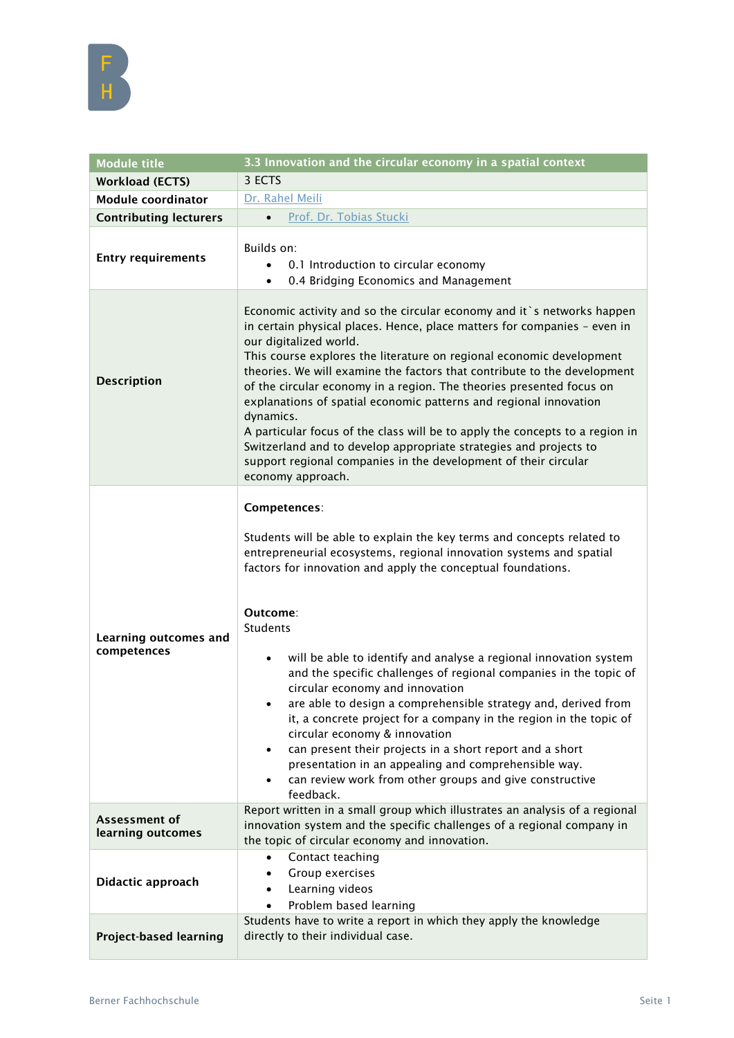| Module title | 3.3 Innovation and the circular economy in a spatial context |
|---|---|
| **Workload (ECTS)** | 3 ECTS |
| **Module coordinator** | Dr. Rahel Meili |
| **Contributing lecturers** | • Prof. Dr. Tobias Stucki |
| **Entry requirements** | Builds on:<br>• 0.1 Introduction to circular economy<br>• 0.4 Bridging Economics and Management |
| **Description** | Economic activity and so the circular economy and it`s networks happen in certain physical places. Hence, place matters for companies – even in our digitalized world.<br>This course explores the literature on regional economic development theories. We will examine the factors that contribute to the development of the circular economy in a region. The theories presented focus on explanations of spatial economic patterns and regional innovation dynamics.<br>A particular focus of the class will be to apply the concepts to a region in Switzerland and to develop appropriate strategies and projects to support regional companies in the development of their circular economy approach. |
| **Learning outcomes and competences** | **Competences**:<br><br>Students will be able to explain the key terms and concepts related to entrepreneurial ecosystems, regional innovation systems and spatial factors for innovation and apply the conceptual foundations.<br><br>**Outcome**:<br>Students<br><br>• will be able to identify and analyse a regional innovation system and the specific challenges of regional companies in the topic of circular economy and innovation<br>• are able to design a comprehensible strategy and, derived from it, a concrete project for a company in the region in the topic of circular economy & innovation<br>• can present their projects in a short report and a short presentation in an appealing and comprehensible way.<br>• can review work from other groups and give constructive feedback. |
| **Assessment of learning outcomes** | Report written in a small group which illustrates an analysis of a regional innovation system and the specific challenges of a regional company in the topic of circular economy and innovation. |
| **Didactic approach** | • Contact teaching<br>• Group exercises<br>• Learning videos<br>• Problem based learning |
| **Project-based learning** | Students have to write a report in which they apply the knowledge directly to their individual case. |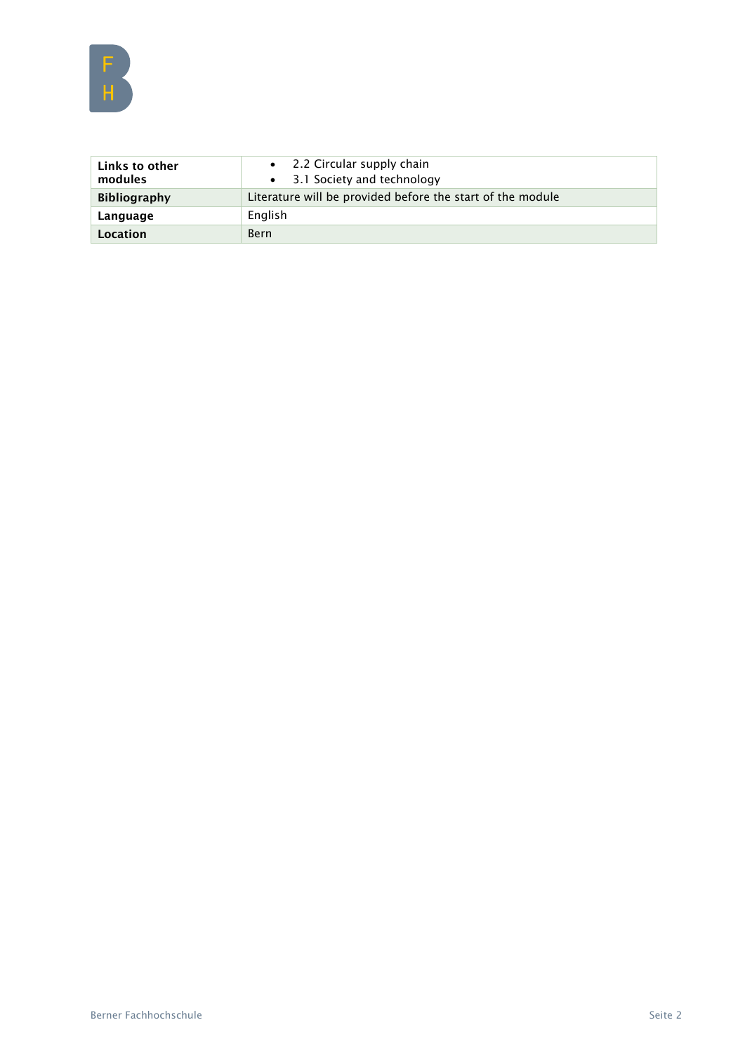| | |
|---|---|
| **Links to other modules** | • 2.2 Circular supply chain<br>• 3.1 Society and technology |
| **Bibliography** | Literature will be provided before the start of the module |
| **Language** | English |
| **Location** | Bern |